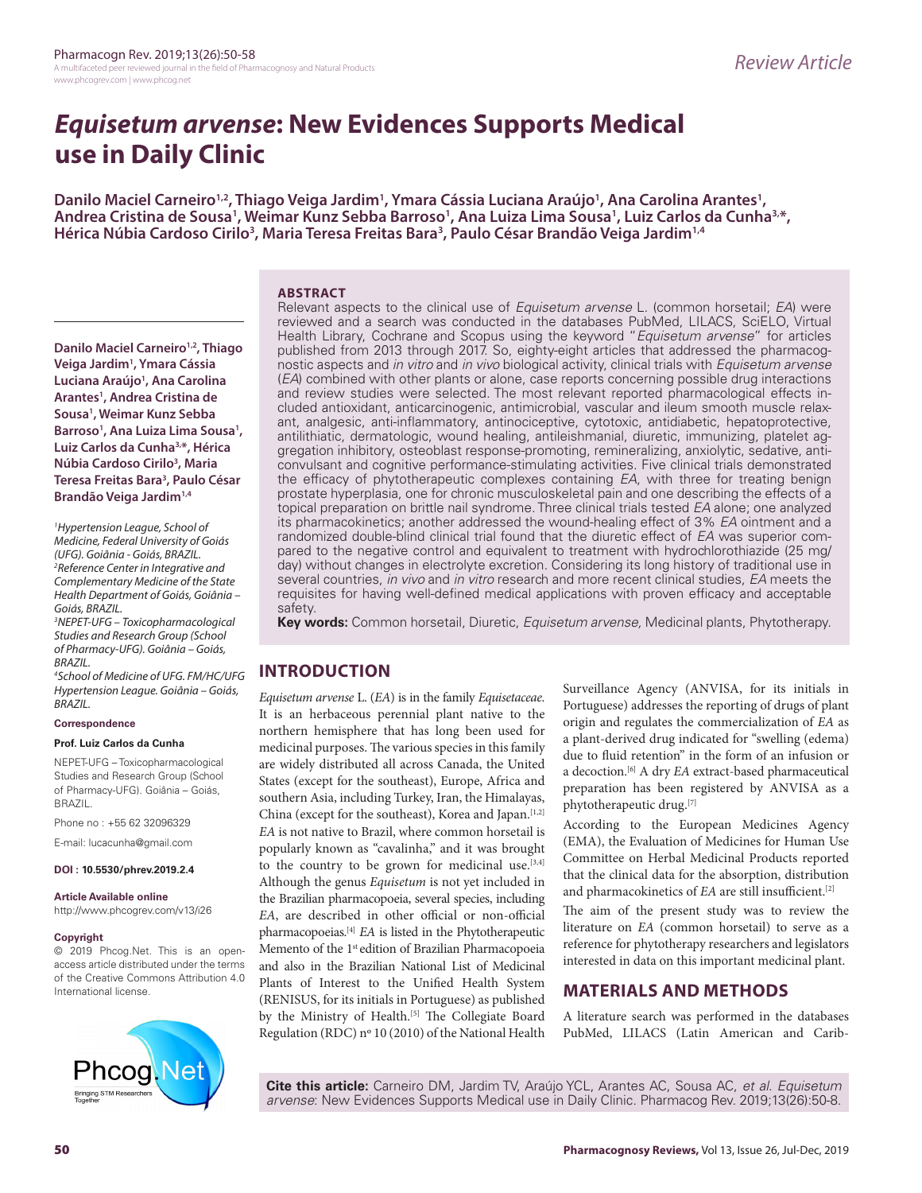Review Article

# *Equisetum arvense*: New Evidences Supports Medical use in Daily Clinic

**Danilo Maciel Carneiro[1,2], Thiago Veiga Jardim[1], Ymara Cássia Luciana Araújo[1], Ana Carolina Arantes[1], Andrea Cristina de Sousa[1], Weimar Kunz Sebba Barroso[1], Ana Luiza Lima Sousa[1], Luiz Carlos da Cunha[3,*], Hérica Núbia Cardoso Cirilo[3], Maria Teresa Freitas Bara[3], Paulo César Brandão Veiga Jardim[1,4]**

[1]*Hypertension League, School of Medicine, Federal University of Goiás (UFG). Goiânia - Goiás, BRAZIL.*
[2]*Reference Center in Integrative and Complementary Medicine of the State Health Department of Goiás, Goiânia – Goiás, BRAZIL.*
[3]*NEPET-UFG – Toxicopharmacological Studies and Research Group (School of Pharmacy-UFG). Goiânia – Goiás, BRAZIL.*
[4]*School of Medicine of UFG. FM/HC/UFG Hypertension League. Goiânia – Goiás, BRAZIL.*

**Correspondence**

**Prof. Luiz Carlos da Cunha**

NEPET-UFG – Toxicopharmacological Studies and Research Group (School of Pharmacy-UFG). Goiânia – Goiás, BRAZIL.

Phone no : +55 62 32096329

E-mail: lucacunha@gmail.com

**DOI : 10.5530/phrev.2019.2.4**

**Article Available online**
http://www.phcogrev.com/v13/i26

**Copyright**
© 2019 Phcog.Net. This is an open-access article distributed under the terms of the Creative Commons Attribution 4.0 International license.

## ABSTRACT

Relevant aspects to the clinical use of *Equisetum arvense* L. (common horsetail; *EA*) were reviewed and a search was conducted in the databases PubMed, LILACS, SciELO, Virtual Health Library, Cochrane and Scopus using the keyword "*Equisetum arvense*" for articles published from 2013 through 2017. So, eighty-eight articles that addressed the pharmacognostic aspects and *in vitro* and *in vivo* biological activity, clinical trials with *Equisetum arvense* (*EA*) combined with other plants or alone, case reports concerning possible drug interactions and review studies were selected. The most relevant reported pharmacological effects included antioxidant, anticarcinogenic, antimicrobial, vascular and ileum smooth muscle relaxant, analgesic, anti-inflammatory, antinociceptive, cytotoxic, antidiabetic, hepatoprotective, antilithiatic, dermatologic, wound healing, antileishmanial, diuretic, immunizing, platelet aggregation inhibitory, osteoblast response-promoting, remineralizing, anxiolytic, sedative, anticonvulsant and cognitive performance-stimulating activities. Five clinical trials demonstrated the efficacy of phytotherapeutic complexes containing *EA*, with three for treating benign prostate hyperplasia, one for chronic musculoskeletal pain and one describing the effects of a topical preparation on brittle nail syndrome. Three clinical trials tested *EA* alone; one analyzed its pharmacokinetics; another addressed the wound-healing effect of 3% *EA* ointment and a randomized double-blind clinical trial found that the diuretic effect of *EA* was superior compared to the negative control and equivalent to treatment with hydrochlorothiazide (25 mg/day) without changes in electrolyte excretion. Considering its long history of traditional use in several countries, *in vivo* and *in vitro* research and more recent clinical studies, *EA* meets the requisites for having well-defined medical applications with proven efficacy and acceptable safety.

**Key words:** Common horsetail, Diuretic, *Equisetum arvense,* Medicinal plants, Phytotherapy.

## INTRODUCTION

*Equisetum arvense* L. (*EA*) is in the family *Equisetaceae.* It is an herbaceous perennial plant native to the northern hemisphere that has long been used for medicinal purposes. The various species in this family are widely distributed all across Canada, the United States (except for the southeast), Europe, Africa and southern Asia, including Turkey, Iran, the Himalayas, China (except for the southeast), Korea and Japan.[1,2] *EA* is not native to Brazil, where common horsetail is popularly known as "cavalinha," and it was brought to the country to be grown for medicinal use.[3,4] Although the genus *Equisetum* is not yet included in the Brazilian pharmacopoeia, several species, including *EA*, are described in other official or non-official pharmacopoeias.[4] *EA* is listed in the Phytotherapeutic Memento of the 1st edition of Brazilian Pharmacopoeia and also in the Brazilian National List of Medicinal Plants of Interest to the Unified Health System (RENISUS, for its initials in Portuguese) as published by the Ministry of Health.[5] The Collegiate Board Regulation (RDC) nº 10 (2010) of the National Health Surveillance Agency (ANVISA, for its initials in Portuguese) addresses the reporting of drugs of plant origin and regulates the commercialization of *EA* as a plant-derived drug indicated for "swelling (edema) due to fluid retention" in the form of an infusion or a decoction.[6] A dry *EA* extract-based pharmaceutical preparation has been registered by ANVISA as a phytotherapeutic drug.[7]

According to the European Medicines Agency (EMA), the Evaluation of Medicines for Human Use Committee on Herbal Medicinal Products reported that the clinical data for the absorption, distribution and pharmacokinetics of *EA* are still insufficient.[2]

The aim of the present study was to review the literature on *EA* (common horsetail) to serve as a reference for phytotherapy researchers and legislators interested in data on this important medicinal plant.

## MATERIALS AND METHODS

A literature search was performed in the databases PubMed, LILACS (Latin American and Carib-

**Cite this article:** Carneiro DM, Jardim TV, Araújo YCL, Arantes AC, Sousa AC, *et al. Equisetum arvense*: New Evidences Supports Medical use in Daily Clinic. Pharmacog Rev. 2019;13(26):50-8.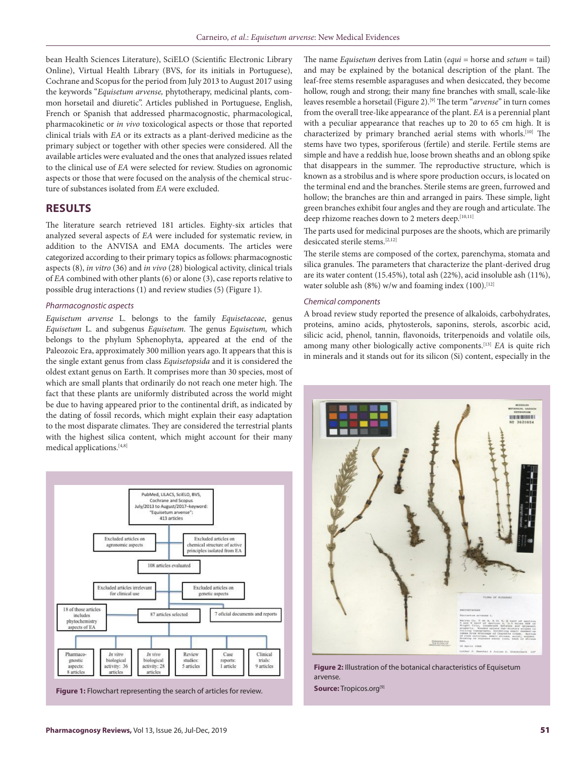bean Health Sciences Literature), SciELO (Scientific Electronic Library Online), Virtual Health Library (BVS, for its initials in Portuguese), Cochrane and Scopus for the period from July 2013 to August 2017 using the keywords "*Equisetum arvense,* phytotherapy, medicinal plants, common horsetail and diuretic". Articles published in Portuguese, English, French or Spanish that addressed pharmacognostic, pharmacological, pharmacokinetic or *in vivo* toxicological aspects or those that reported clinical trials with *EA* or its extracts as a plant-derived medicine as the primary subject or together with other species were considered. All the available articles were evaluated and the ones that analyzed issues related to the clinical use of *EA* were selected for review. Studies on agronomic aspects or those that were focused on the analysis of the chemical structure of substances isolated from *EA* were excluded.

## RESULTS

The literature search retrieved 181 articles. Eighty-six articles that analyzed several aspects of *EA* were included for systematic review, in addition to the ANVISA and EMA documents. The articles were categorized according to their primary topics as follows: pharmacognostic aspects (8), *in vitro* (36) and *in vivo* (28) biological activity, clinical trials of *EA* combined with other plants (6) or alone (3), case reports relative to possible drug interactions (1) and review studies (5) (Figure 1).

### *Pharmacognostic aspects*

*Equisetum arvense* L. belongs to the family *Equisetaceae*, genus *Equisetum* L. and subgenus *Equisetum*. The genus *Equisetum,* which belongs to the phylum Sphenophyta, appeared at the end of the Paleozoic Era, approximately 300 million years ago. It appears that this is the single extant genus from class *Equisetopsida* and it is considered the oldest extant genus on Earth. It comprises more than 30 species, most of which are small plants that ordinarily do not reach one meter high. The fact that these plants are uniformly distributed across the world might be due to having appeared prior to the continental drift, as indicated by the dating of fossil records, which might explain their easy adaptation to the most disparate climates. They are considered the terrestrial plants with the highest silica content, which might account for their many medical applications.[4,8]

**Figure 1:** Flowchart representing the search of articles for review.

The name *Equisetum* derives from Latin (*equi* = horse and *setum* = tail) and may be explained by the botanical description of the plant. The leaf-free stems resemble asparaguses and when desiccated, they become hollow, rough and strong; their many fine branches with small, scale-like leaves resemble a horsetail (Figure 2).[9] The term "*arvense*" in turn comes from the overall tree-like appearance of the plant. *EA* is a perennial plant with a peculiar appearance that reaches up to 20 to 65 cm high. It is characterized by primary branched aerial stems with whorls.[10] The stems have two types, sporiferous (fertile) and sterile. Fertile stems are simple and have a reddish hue, loose brown sheaths and an oblong spike that disappears in the summer. The reproductive structure, which is known as a strobilus and is where spore production occurs, is located on the terminal end and the branches. Sterile stems are green, furrowed and hollow; the branches are thin and arranged in pairs. These simple, light green branches exhibit four angles and they are rough and articulate. The deep rhizome reaches down to 2 meters deep.[10,11]

The parts used for medicinal purposes are the shoots, which are primarily desiccated sterile stems.[2,12]

The sterile stems are composed of the cortex, parenchyma, stomata and silica granules. The parameters that characterize the plant-derived drug are its water content (15.45%), total ash (22%), acid insoluble ash (11%), water soluble ash (8%) w/w and foaming index (100).[12]

### *Chemical components*

A broad review study reported the presence of alkaloids, carbohydrates, proteins, amino acids, phytosterols, saponins, sterols, ascorbic acid, silicic acid, phenol, tannin, flavonoids, triterpenoids and volatile oils, among many other biologically active components.[13] *EA* is quite rich in minerals and it stands out for its silicon (Si) content, especially in the

**Figure 2:** Illustration of the botanical characteristics of Equisetum arvense.
**Source:** Tropicos.org[9]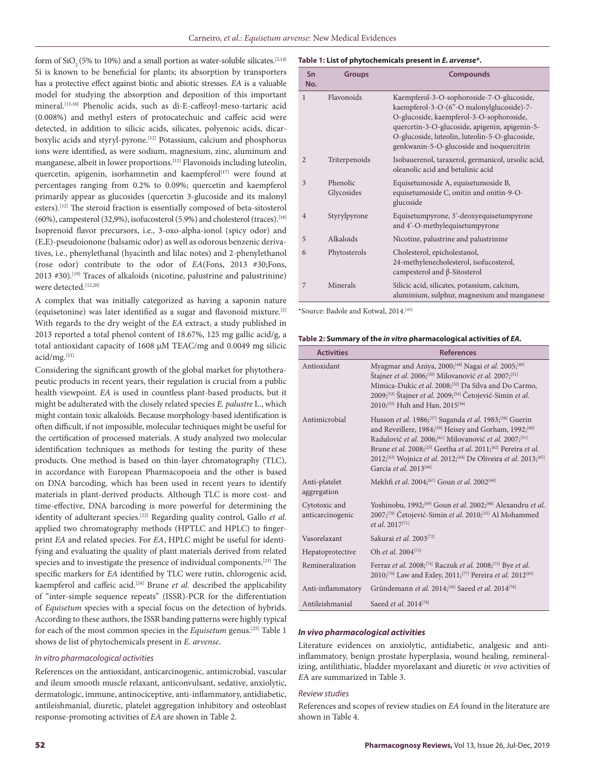form of $SiO_2$ (5% to 10%) and a small portion as water-soluble silicates.[2,14] Si is known to be beneficial for plants; its absorption by transporters has a protective effect against biotic and abiotic stresses. *EA* is a valuable model for studying the absorption and deposition of this important mineral.[15,16] Phenolic acids, such as di-E-caffeoyl-meso-tartaric acid (0.008%) and methyl esters of protocatechuic and caffeic acid were detected, in addition to silicic acids, silicates, polyenoic acids, dicarboxylic acids and styryl-pyrone.[12] Potassium, calcium and phosphorus ions were identified, as were sodium, magnesium, zinc, aluminum and manganese, albeit in lower proportions.[12] Flavonoids including luteolin, quercetin, apigenin, isorhamnetin and kaempferol[17] were found at percentages ranging from 0.2% to 0.09%; quercetin and kaempferol primarily appear as glucosides (quercetin 3-glucoside and its malonyl esters).[12] The steroid fraction is essentially composed of beta-sitosterol (60%), campesterol (32,9%), isofucosterol (5.9%) and cholesterol (traces).[18] Isoprenoid flavor precursors, i.e., 3-oxo-alpha-ionol (spicy odor) and (E,E)-pseudoionone (balsamic odor) as well as odorous benzenic derivatives, i.e., phenylethanal (hyacinth and lilac notes) and 2-phenylethanol (rose odor) contribute to the odor of *EA*(Fons, 2013 #30;Fons, 2013 #30).[19] Traces of alkaloids (nicotine, palustrine and palustrinine) were detected.[12,20]

A complex that was initially categorized as having a saponin nature (equisetonine) was later identified as a sugar and flavonoid mixture.[2] With regards to the dry weight of the *EA* extract, a study published in 2013 reported a total phenol content of 18.67%, 125 mg gallic acid/g, a total antioxidant capacity of 1608 μM TEAC/mg and 0.0049 mg silicic acid/mg.[21]

Considering the significant growth of the global market for phytotherapeutic products in recent years, their regulation is crucial from a public health viewpoint. *EA* is used in countless plant-based products, but it might be adulterated with the closely related species *E. palustre* L., which might contain toxic alkaloids. Because morphology-based identification is often difficult, if not impossible, molecular techniques might be useful for the certification of processed materials. A study analyzed two molecular identification techniques as methods for testing the purity of these products. One method is based on thin-layer chromatography (TLC), in accordance with European Pharmacopoeia and the other is based on DNA barcoding, which has been used in recent years to identify materials in plant-derived products. Although TLC is more cost- and time-effective, DNA barcoding is more powerful for determining the identity of adulterant species.[22] Regarding quality control, Gallo *et al*. applied two chromatography methods (HPTLC and HPLC) to fingerprint *EA* and related species. For *EA*, HPLC might be useful for identifying and evaluating the quality of plant materials derived from related species and to investigate the presence of individual components.[23] The specific markers for *EA* identified by TLC were rutin, chlorogenic acid, kaempferol and caffeic acid.[24] Brune *et al.* described the applicability of "inter-simple sequence repeats" (ISSR)-PCR for the differentiation of *Equisetum* species with a special focus on the detection of hybrids. According to these authors, the ISSR banding patterns were highly typical for each of the most common species in the *Equisetum* genus.[25] Table 1 shows de list of phytochemicals present in *E. arvense*.

**Table 1: List of phytochemicals present in *E. arvense*\*.**

| Sn No. | Groups | Compounds |
|---|---|---|
| 1 | Flavonoids | Kaempferol-3-O-sophoroside-7-O-glucoside, kaempferol-3-O-(6"-O malonylglucoside)-7-O-glucoside, kaempferol-3-O-sophoroside, quercetin-3-O-glucoside, apigenin, apigenin-5-O-glucoside, luteolin, luteolin-5-O-glucoside, genkwanin-5-O-glucoside and isoquercitrin |
| 2 | Triterpenoids | Isobauerenol, taraxerol, germanicol, ursolic acid, oleanolic acid and betulinic acid |
| 3 | Phenolic Glycosides | Equisetumoside A, equisetumoside B, equisetumoside C, onitin and onitin-9-O-glucoside |
| 4 | Styrylpyrone | Equisetumpyrone, 3'-deoxyequisetumpyrone and 4'-O-methylequisetumpyrone |
| 5 | Alkaloids | Nicotine, palustrine and palustrinine |
| 6 | Phytosterols | Cholesterol, epicholestanol, 24-methylenecholesterol, isofucosterol, campesterol and β-Sitosterol |
| 7 | Minerals | Silicic acid, silicates, potassium, calcium, aluminium, sulphur, magnesium and manganese |

\*Source: Badole and Kotwal, 2014.[43]

### *In vitro pharmacological activities*

References on the antioxidant, anticarcinogenic, antimicrobial, vascular and ileum smooth muscle relaxant, anticonvulsant, sedative, anxiolytic, dermatologic, immune, antinociceptive, anti-inflammatory, antidiabetic, antileishmanial, diuretic, platelet aggregation inhibitory and osteoblast response-promoting activities of *EA* are shown in Table 2.

**Table 2: Summary of the *in vitro* pharmacological activities of *EA*.**

| Activities | References |
|---|---|
| Antioxidant | Myagmar and Aniya, 2000;[48] Nagai *et al.* 2005;[49] Štajner *et al.* 2006;[50] Milovanović *et al.* 2007;[51] Mimica-Dukic *et al.* 2008;[52] Da Silva and Do Carmo, 2009;[53] Štajner *et al.* 2009;[54] Četojević-Simin *et al.* 2010;[55] Huh and Han, 2015[56] |
| Antimicrobial | Husson *et al.* 1986;[57] Suganda *et al.* 1983;[58] Guerin and Reveillere, 1984;[59] Heisey and Gorham, 1992;[60] Radulović *et al.* 2006;[61] Milovanović *et al.* 2007;[51] Brune *et al.* 2008;[25] Geetha *et al.* 2011;[62] Pereira *et al.* 2012;[63] Wojnicz *et al.* 2012;[64] De Oliveira *et al.* 2013;[65] Garcia *et al.* 2013[66] |
| Anti-platelet aggregation | Mekhfi *et al.* 2004;[67] Goun *et al.* 2002[68] |
| Cytotoxic and anticarcinogenic | Yoshinobu, 1992;[69] Goun *et al.* 2002;[68] Alexandru *et al.* 2007;[70] Četojević-Simin *et al.* 2010;[55] Al Mohammed *et al.* 2017[71] |
| Vasorelaxant | Sakurai *et al.* 2003[72] |
| Hepatoprotective | Oh *et al.* 2004[73] |
| Remineralization | Ferraz *et al.* 2008;[74] Raczuk *et al.* 2008;[75] Bye *et al.* 2010;[76] Law and Exley, 2011;[77] Pereira *et al.* 2012[63] |
| Anti-inflammatory | Gründemann *et al.* 2014;[30] Saeed *et al.* 2014[78] |
| Antileishmanial | Saeed *et al.* 2014[78] |

### *In vivo pharmacological activities*

Literature evidences on anxiolytic, antidiabetic, analgesic and anti-inflammatory, benign prostate hyperplasia, wound healing, remineralizing, antilithiatic, bladder myorelaxant and diuretic *in vivo* activities of *EA* are summarized in Table 3.

### *Review studies*

References and scopes of review studies on *EA* found in the literature are shown in Table 4.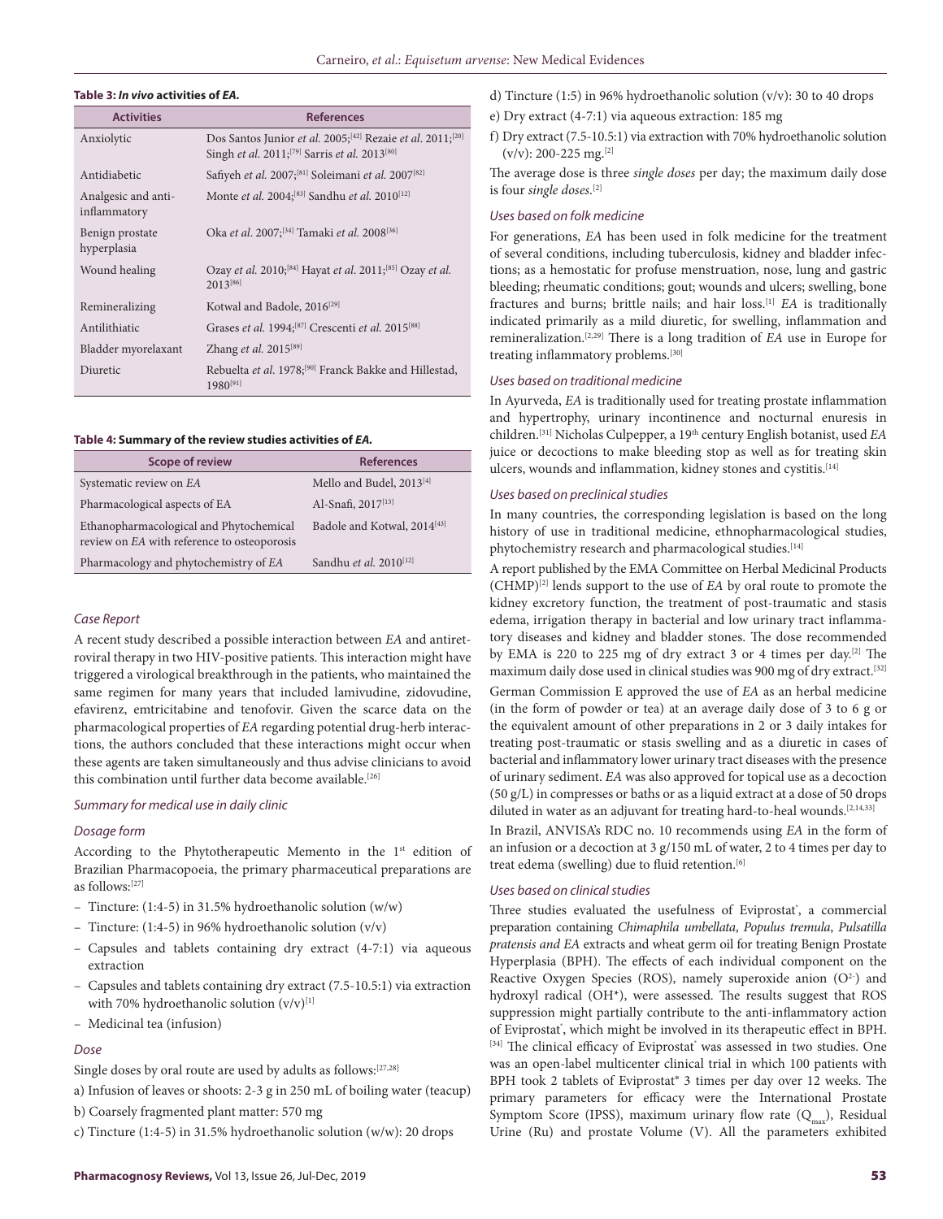**Table 3: *In vivo* activities of *EA*.**

| Activities | References |
| --- | --- |
| Anxiolytic | Dos Santos Junior *et al.* 2005;[42] Rezaie *et al.* 2011;[20] Singh *et al.* 2011;[79] Sarris *et al.* 2013[80] |
| Antidiabetic | Safiyeh *et al.* 2007;[81] Soleimani *et al.* 2007[82] |
| Analgesic and anti-inflammatory | Monte *et al.* 2004;[83] Sandhu *et al.* 2010[12] |
| Benign prostate hyperplasia | Oka *et al.* 2007;[34] Tamaki *et al.* 2008[36] |
| Wound healing | Ozay *et al.* 2010;[84] Hayat *et al.* 2011;[85] Ozay *et al.* 2013[86] |
| Remineralizing | Kotwal and Badole, 2016[29] |
| Antilithiatic | Grases *et al.* 1994;[87] Crescenti *et al.* 2015[88] |
| Bladder myorelaxant | Zhang *et al.* 2015[89] |
| Diuretic | Rebuelta *et al.* 1978;[90] Franck Bakke and Hillestad, 1980[91] |

**Table 4: Summary of the review studies activities of *EA*.**

| Scope of review | References |
| --- | --- |
| Systematic review on *EA* | Mello and Budel, 2013[4] |
| Pharmacological aspects of EA | Al-Snafi, 2017[13] |
| Ethanopharmacological and Phytochemical review on *EA* with reference to osteoporosis | Badole and Kotwal, 2014[43] |
| Pharmacology and phytochemistry of *EA* | Sandhu *et al.* 2010[12] |

### *Case Report*

A recent study described a possible interaction between *EA* and antiretroviral therapy in two HIV-positive patients. This interaction might have triggered a virological breakthrough in the patients, who maintained the same regimen for many years that included lamivudine, zidovudine, efavirenz, emtricitabine and tenofovir. Given the scarce data on the pharmacological properties of *EA* regarding potential drug-herb interactions, the authors concluded that these interactions might occur when these agents are taken simultaneously and thus advise clinicians to avoid this combination until further data become available.[26]

### *Summary for medical use in daily clinic*

### *Dosage form*

According to the Phytotherapeutic Memento in the 1st edition of Brazilian Pharmacopoeia, the primary pharmaceutical preparations are as follows:[27]

- Tincture: (1:4-5) in 31.5% hydroethanolic solution (w/w)
- Tincture: (1:4-5) in 96% hydroethanolic solution (v/v)
- Capsules and tablets containing dry extract (4-7:1) via aqueous extraction
- Capsules and tablets containing dry extract (7.5-10.5:1) via extraction with 70% hydroethanolic solution (v/v)[1]
- Medicinal tea (infusion)

### *Dose*

Single doses by oral route are used by adults as follows:[27,28]

a) Infusion of leaves or shoots: 2-3 g in 250 mL of boiling water (teacup)

b) Coarsely fragmented plant matter: 570 mg

c) Tincture (1:4-5) in 31.5% hydroethanolic solution (w/w): 20 drops

d) Tincture (1:5) in 96% hydroethanolic solution (v/v): 30 to 40 drops

e) Dry extract (4-7:1) via aqueous extraction: 185 mg

f) Dry extract (7.5-10.5:1) via extraction with 70% hydroethanolic solution (v/v): 200-225 mg.[2]

The average dose is three *single doses* per day; the maximum daily dose is four *single doses*.[2]

### *Uses based on folk medicine*

For generations, *EA* has been used in folk medicine for the treatment of several conditions, including tuberculosis, kidney and bladder infections; as a hemostatic for profuse menstruation, nose, lung and gastric bleeding; rheumatic conditions; gout; wounds and ulcers; swelling, bone fractures and burns; brittle nails; and hair loss.[1] *EA* is traditionally indicated primarily as a mild diuretic, for swelling, inflammation and remineralization.[2,29] There is a long tradition of *EA* use in Europe for treating inflammatory problems.[30]

### *Uses based on traditional medicine*

In Ayurveda, *EA* is traditionally used for treating prostate inflammation and hypertrophy, urinary incontinence and nocturnal enuresis in children.[31] Nicholas Culpepper, a 19th century English botanist, used *EA* juice or decoctions to make bleeding stop as well as for treating skin ulcers, wounds and inflammation, kidney stones and cystitis.[14]

### *Uses based on preclinical studies*

In many countries, the corresponding legislation is based on the long history of use in traditional medicine, ethnopharmacological studies, phytochemistry research and pharmacological studies.[14]

A report published by the EMA Committee on Herbal Medicinal Products (CHMP)[2] lends support to the use of *EA* by oral route to promote the kidney excretory function, the treatment of post-traumatic and stasis edema, irrigation therapy in bacterial and low urinary tract inflammatory diseases and kidney and bladder stones. The dose recommended by EMA is 220 to 225 mg of dry extract 3 or 4 times per day.[2] The maximum daily dose used in clinical studies was 900 mg of dry extract.[32]

German Commission E approved the use of *EA* as an herbal medicine (in the form of powder or tea) at an average daily dose of 3 to 6 g or the equivalent amount of other preparations in 2 or 3 daily intakes for treating post-traumatic or stasis swelling and as a diuretic in cases of bacterial and inflammatory lower urinary tract diseases with the presence of urinary sediment. *EA* was also approved for topical use as a decoction (50 g/L) in compresses or baths or as a liquid extract at a dose of 50 drops diluted in water as an adjuvant for treating hard-to-heal wounds.[2,14,33]

In Brazil, ANVISA's RDC no. 10 recommends using *EA* in the form of an infusion or a decoction at 3 g/150 mL of water, 2 to 4 times per day to treat edema (swelling) due to fluid retention.[6]

### *Uses based on clinical studies*

Three studies evaluated the usefulness of Eviprostat®, a commercial preparation containing *Chimaphila umbellata*, *Populus tremula*, *Pulsatilla pratensis and EA* extracts and wheat germ oil for treating Benign Prostate Hyperplasia (BPH). The effects of each individual component on the Reactive Oxygen Species (ROS), namely superoxide anion ($O^{2-}$) and hydroxyl radical ($OH^{*}$), were assessed. The results suggest that ROS suppression might partially contribute to the anti-inflammatory action of Eviprostat®, which might be involved in its therapeutic effect in BPH.[34] The clinical efficacy of Eviprostat® was assessed in two studies. One was an open-label multicenter clinical trial in which 100 patients with BPH took 2 tablets of Eviprostat® 3 times per day over 12 weeks. The primary parameters for efficacy were the International Prostate Symptom Score (IPSS), maximum urinary flow rate ($Q_{max}$), Residual Urine (Ru) and prostate Volume (V). All the parameters exhibited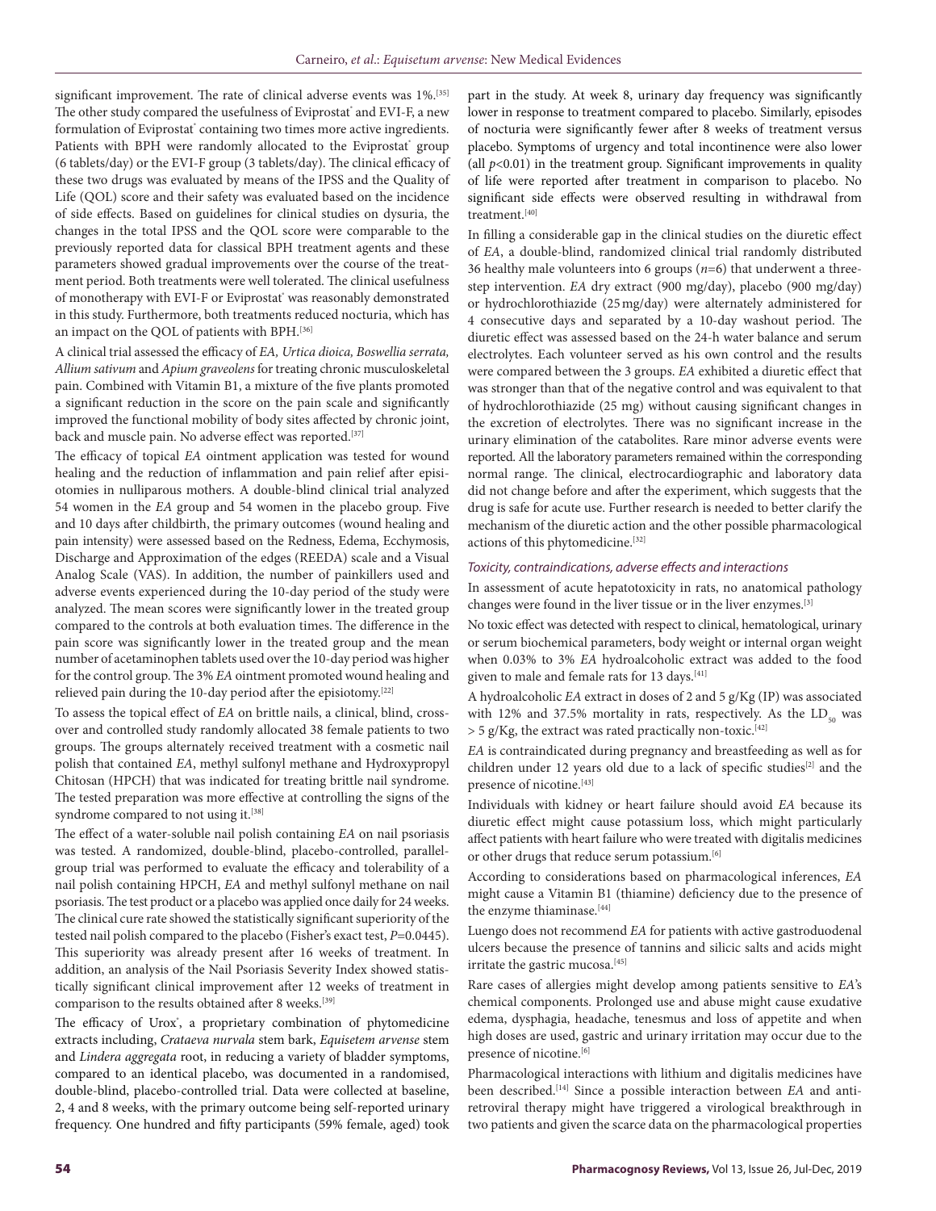significant improvement. The rate of clinical adverse events was 1%.[35] The other study compared the usefulness of Eviprostat® and EVI-F, a new formulation of Eviprostat® containing two times more active ingredients. Patients with BPH were randomly allocated to the Eviprostat® group (6 tablets/day) or the EVI-F group (3 tablets/day). The clinical efficacy of these two drugs was evaluated by means of the IPSS and the Quality of Life (QOL) score and their safety was evaluated based on the incidence of side effects. Based on guidelines for clinical studies on dysuria, the changes in the total IPSS and the QOL score were comparable to the previously reported data for classical BPH treatment agents and these parameters showed gradual improvements over the course of the treatment period. Both treatments were well tolerated. The clinical usefulness of monotherapy with EVI-F or Eviprostat® was reasonably demonstrated in this study. Furthermore, both treatments reduced nocturia, which has an impact on the QOL of patients with BPH.[36]

A clinical trial assessed the efficacy of *EA, Urtica dioica, Boswellia serrata, Allium sativum* and *Apium graveolens* for treating chronic musculoskeletal pain. Combined with Vitamin B1, a mixture of the five plants promoted a significant reduction in the score on the pain scale and significantly improved the functional mobility of body sites affected by chronic joint, back and muscle pain. No adverse effect was reported.[37]

The efficacy of topical *EA* ointment application was tested for wound healing and the reduction of inflammation and pain relief after episiotomies in nulliparous mothers. A double-blind clinical trial analyzed 54 women in the *EA* group and 54 women in the placebo group. Five and 10 days after childbirth, the primary outcomes (wound healing and pain intensity) were assessed based on the Redness, Edema, Ecchymosis, Discharge and Approximation of the edges (REEDA) scale and a Visual Analog Scale (VAS). In addition, the number of painkillers used and adverse events experienced during the 10-day period of the study were analyzed. The mean scores were significantly lower in the treated group compared to the controls at both evaluation times. The difference in the pain score was significantly lower in the treated group and the mean number of acetaminophen tablets used over the 10-day period was higher for the control group. The 3% *EA* ointment promoted wound healing and relieved pain during the 10-day period after the episiotomy.[22]

To assess the topical effect of *EA* on brittle nails, a clinical, blind, crossover and controlled study randomly allocated 38 female patients to two groups. The groups alternately received treatment with a cosmetic nail polish that contained *EA*, methyl sulfonyl methane and Hydroxypropyl Chitosan (HPCH) that was indicated for treating brittle nail syndrome. The tested preparation was more effective at controlling the signs of the syndrome compared to not using it.[38]

The effect of a water-soluble nail polish containing *EA* on nail psoriasis was tested. A randomized, double-blind, placebo-controlled, parallel-group trial was performed to evaluate the efficacy and tolerability of a nail polish containing HPCH, *EA* and methyl sulfonyl methane on nail psoriasis. The test product or a placebo was applied once daily for 24 weeks. The clinical cure rate showed the statistically significant superiority of the tested nail polish compared to the placebo (Fisher's exact test, $P=0.0445$). This superiority was already present after 16 weeks of treatment. In addition, an analysis of the Nail Psoriasis Severity Index showed statistically significant clinical improvement after 12 weeks of treatment in comparison to the results obtained after 8 weeks.[39]

The efficacy of Urox®, a proprietary combination of phytomedicine extracts including, *Crataeva nurvala* stem bark, *Equisetem arvense* stem and *Lindera aggregata* root, in reducing a variety of bladder symptoms, compared to an identical placebo, was documented in a randomised, double-blind, placebo-controlled trial. Data were collected at baseline, 2, 4 and 8 weeks, with the primary outcome being self-reported urinary frequency. One hundred and fifty participants (59% female, aged) took part in the study. At week 8, urinary day frequency was significantly lower in response to treatment compared to placebo. Similarly, episodes of nocturia were significantly fewer after 8 weeks of treatment versus placebo. Symptoms of urgency and total incontinence were also lower (all $p<0.01$) in the treatment group. Significant improvements in quality of life were reported after treatment in comparison to placebo. No significant side effects were observed resulting in withdrawal from treatment.[40]

In filling a considerable gap in the clinical studies on the diuretic effect of *EA*, a double-blind, randomized clinical trial randomly distributed 36 healthy male volunteers into 6 groups ($n=6$) that underwent a three-step intervention. *EA* dry extract (900 mg/day), placebo (900 mg/day) or hydrochlorothiazide (25 mg/day) were alternately administered for 4 consecutive days and separated by a 10-day washout period. The diuretic effect was assessed based on the 24-h water balance and serum electrolytes. Each volunteer served as his own control and the results were compared between the 3 groups. *EA* exhibited a diuretic effect that was stronger than that of the negative control and was equivalent to that of hydrochlorothiazide (25 mg) without causing significant changes in the excretion of electrolytes. There was no significant increase in the urinary elimination of the catabolites. Rare minor adverse events were reported. All the laboratory parameters remained within the corresponding normal range. The clinical, electrocardiographic and laboratory data did not change before and after the experiment, which suggests that the drug is safe for acute use. Further research is needed to better clarify the mechanism of the diuretic action and the other possible pharmacological actions of this phytomedicine.[32]

### *Toxicity, contraindications, adverse effects and interactions*

In assessment of acute hepatotoxicity in rats, no anatomical pathology changes were found in the liver tissue or in the liver enzymes.[3]

No toxic effect was detected with respect to clinical, hematological, urinary or serum biochemical parameters, body weight or internal organ weight when 0.03% to 3% *EA* hydroalcoholic extract was added to the food given to male and female rats for 13 days.[41]

A hydroalcoholic *EA* extract in doses of 2 and 5 g/Kg (IP) was associated with 12% and 37.5% mortality in rats, respectively. As the $LD_{50}$ was > 5 g/Kg, the extract was rated practically non-toxic.[42]

*EA* is contraindicated during pregnancy and breastfeeding as well as for children under 12 years old due to a lack of specific studies[2] and the presence of nicotine.[43]

Individuals with kidney or heart failure should avoid *EA* because its diuretic effect might cause potassium loss, which might particularly affect patients with heart failure who were treated with digitalis medicines or other drugs that reduce serum potassium.[6]

According to considerations based on pharmacological inferences, *EA* might cause a Vitamin B1 (thiamine) deficiency due to the presence of the enzyme thiaminase.[44]

Luengo does not recommend *EA* for patients with active gastroduodenal ulcers because the presence of tannins and silicic salts and acids might irritate the gastric mucosa.[45]

Rare cases of allergies might develop among patients sensitive to *EA*'s chemical components. Prolonged use and abuse might cause exudative edema, dysphagia, headache, tenesmus and loss of appetite and when high doses are used, gastric and urinary irritation may occur due to the presence of nicotine.[6]

Pharmacological interactions with lithium and digitalis medicines have been described.[14] Since a possible interaction between *EA* and antiretroviral therapy might have triggered a virological breakthrough in two patients and given the scarce data on the pharmacological properties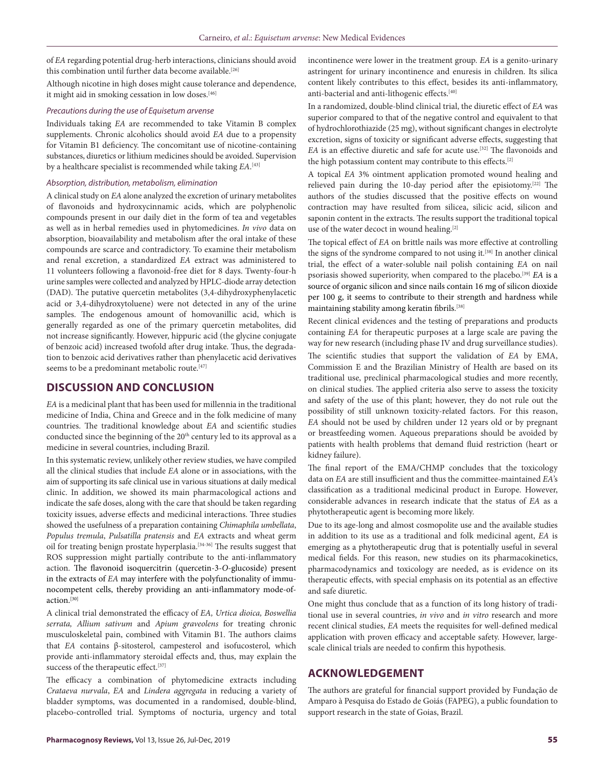of *EA* regarding potential drug-herb interactions, clinicians should avoid this combination until further data become available.[26]

Although nicotine in high doses might cause tolerance and dependence, it might aid in smoking cessation in low doses.[46]

### *Precautions during the use of Equisetum arvense*

Individuals taking *EA* are recommended to take Vitamin B complex supplements. Chronic alcoholics should avoid *EA* due to a propensity for Vitamin B1 deficiency. The concomitant use of nicotine-containing substances, diuretics or lithium medicines should be avoided. Supervision by a healthcare specialist is recommended while taking *EA*.[43]

### *Absorption, distribution, metabolism, elimination*

A clinical study on *EA* alone analyzed the excretion of urinary metabolites of flavonoids and hydroxycinnamic acids, which are polyphenolic compounds present in our daily diet in the form of tea and vegetables as well as in herbal remedies used in phytomedicines. *In vivo* data on absorption, bioavailability and metabolism after the oral intake of these compounds are scarce and contradictory. To examine their metabolism and renal excretion, a standardized *EA* extract was administered to 11 volunteers following a flavonoid-free diet for 8 days. Twenty-four-h urine samples were collected and analyzed by HPLC-diode array detection (DAD). The putative quercetin metabolites (3,4-dihydroxyphenylacetic acid or 3,4-dihydroxytoluene) were not detected in any of the urine samples. The endogenous amount of homovanillic acid, which is generally regarded as one of the primary quercetin metabolites, did not increase significantly. However, hippuric acid (the glycine conjugate of benzoic acid) increased twofold after drug intake. Thus, the degradation to benzoic acid derivatives rather than phenylacetic acid derivatives seems to be a predominant metabolic route.[47]

## DISCUSSION AND CONCLUSION

*EA* is a medicinal plant that has been used for millennia in the traditional medicine of India, China and Greece and in the folk medicine of many countries. The traditional knowledge about *EA* and scientific studies conducted since the beginning of the 20th century led to its approval as a medicine in several countries, including Brazil.

In this systematic review, unlikely other review studies, we have compiled all the clinical studies that include *EA* alone or in associations, with the aim of supporting its safe clinical use in various situations at daily medical clinic. In addition, we showed its main pharmacological actions and indicate the safe doses, along with the care that should be taken regarding toxicity issues, adverse effects and medicinal interactions. Three studies showed the usefulness of a preparation containing *Chimaphila umbellata*, *Populus tremula*, *Pulsatilla pratensis* and *EA* extracts and wheat germ oil for treating benign prostate hyperplasia.[34-36] The results suggest that ROS suppression might partially contribute to the anti-inflammatory action. The flavonoid isoquercitrin (quercetin-3-*O*-glucoside) present in the extracts of *EA* may interfere with the polyfunctionality of immunocompetent cells, thereby providing an anti-inflammatory mode-of-action.[30]

A clinical trial demonstrated the efficacy of *EA, Urtica dioica, Boswellia serrata, Allium sativum* and *Apium graveolens* for treating chronic musculoskeletal pain, combined with Vitamin B1. The authors claims that *EA* contains β-sitosterol, campesterol and isofucosterol, which provide anti-inflammatory steroidal effects and, thus, may explain the success of the therapeutic effect.[37]

The efficacy a combination of phytomedicine extracts including *Crataeva nurvala*, *EA* and *Lindera aggregata* in reducing a variety of bladder symptoms, was documented in a randomised, double-blind, placebo-controlled trial. Symptoms of nocturia, urgency and total incontinence were lower in the treatment group. *EA* is a genito-urinary astringent for urinary incontinence and enuresis in children. Its silica content likely contributes to this effect, besides its anti-inflammatory, anti-bacterial and anti-lithogenic effects.[40]

In a randomized, double-blind clinical trial, the diuretic effect of *EA* was superior compared to that of the negative control and equivalent to that of hydrochlorothiazide (25 mg), without significant changes in electrolyte excretion, signs of toxicity or significant adverse effects, suggesting that *EA* is an effective diuretic and safe for acute use.[32] The flavonoids and the high potassium content may contribute to this effects.[2]

A topical *EA* 3% ointment application promoted wound healing and relieved pain during the 10-day period after the episiotomy.[22] The authors of the studies discussed that the positive effects on wound contraction may have resulted from silicea, silicic acid, silicon and saponin content in the extracts. The results support the traditional topical use of the water decoct in wound healing.[2]

The topical effect of *EA* on brittle nails was more effective at controlling the signs of the syndrome compared to not using it.[38] In another clinical trial, the effect of a water-soluble nail polish containing *EA* on nail psoriasis showed superiority, when compared to the placebo.[39] *EA* is a source of organic silicon and since nails contain 16 mg of silicon dioxide per 100 g, it seems to contribute to their strength and hardness while maintaining stability among keratin fibrils.[38]

Recent clinical evidences and the testing of preparations and products containing *EA* for therapeutic purposes at a large scale are paving the way for new research (including phase IV and drug surveillance studies).

The scientific studies that support the validation of *EA* by EMA, Commission E and the Brazilian Ministry of Health are based on its traditional use, preclinical pharmacological studies and more recently, on clinical studies. The applied criteria also serve to assess the toxicity and safety of the use of this plant; however, they do not rule out the possibility of still unknown toxicity-related factors. For this reason, *EA* should not be used by children under 12 years old or by pregnant or breastfeeding women. Aqueous preparations should be avoided by patients with health problems that demand fluid restriction (heart or kidney failure).

The final report of the EMA/CHMP concludes that the toxicology data on *EA* are still insufficient and thus the committee-maintained *EA*'s classification as a traditional medicinal product in Europe. However, considerable advances in research indicate that the status of *EA* as a phytotherapeutic agent is becoming more likely.

Due to its age-long and almost cosmopolite use and the available studies in addition to its use as a traditional and folk medicinal agent, *EA* is emerging as a phytotherapeutic drug that is potentially useful in several medical fields. For this reason, new studies on its pharmacokinetics, pharmacodynamics and toxicology are needed, as is evidence on its therapeutic effects, with special emphasis on its potential as an effective and safe diuretic.

One might thus conclude that as a function of its long history of traditional use in several countries, *in vivo* and *in vitro* research and more recent clinical studies, *EA* meets the requisites for well-defined medical application with proven efficacy and acceptable safety. However, large-scale clinical trials are needed to confirm this hypothesis.

## ACKNOWLEDGEMENT

The authors are grateful for financial support provided by Fundação de Amparo à Pesquisa do Estado de Goiás (FAPEG), a public foundation to support research in the state of Goias, Brazil.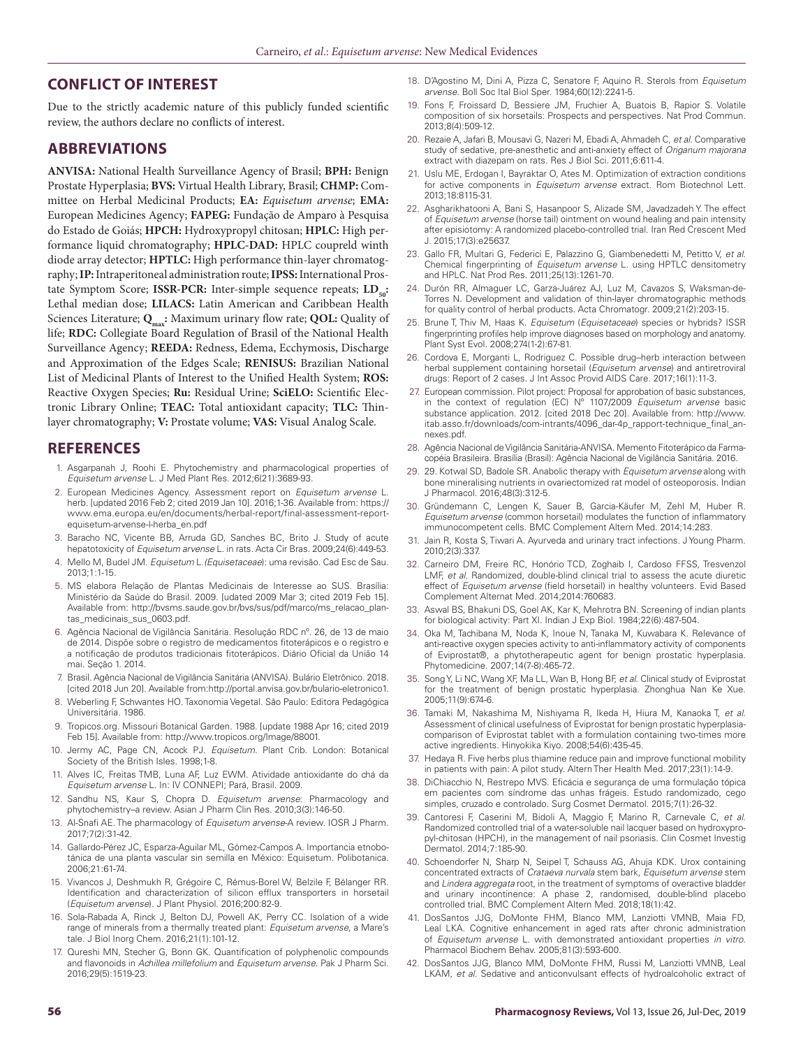## CONFLICT OF INTEREST

Due to the strictly academic nature of this publicly funded scientific review, the authors declare no conflicts of interest.

## ABBREVIATIONS

**ANVISA:** National Health Surveillance Agency of Brasil; **BPH:** Benign Prostate Hyperplasia; **BVS:** Virtual Health Library, Brasil; **CHMP:** Committee on Herbal Medicinal Products; **EA:** *Equisetum arvense*; **EMA:** European Medicines Agency; **FAPEG:** Fundação de Amparo à Pesquisa do Estado de Goiás; **HPCH:** Hydroxypropyl chitosan; **HPLC:** High performance liquid chromatography; **HPLC-DAD:** HPLC coupreld winth diode array detector; **HPTLC:** High performance thin-layer chromatography; **IP:** Intraperitoneal administration route; **IPSS:** International Prostate Symptom Score; **ISSR-PCR:** Inter-simple sequence repeats; **$LD_{50}$:** Lethal median dose; **LILACS:** Latin American and Caribbean Health Sciences Literature; **$Q_{max}$:** Maximum urinary flow rate; **QOL:** Quality of life; **RDC:** Collegiate Board Regulation of Brasil of the National Health Surveillance Agency; **REEDA:** Redness, Edema, Ecchymosis, Discharge and Approximation of the Edges Scale; **RENISUS:** Brazilian National List of Medicinal Plants of Interest to the Unified Health System; **ROS:** Reactive Oxygen Species; **Ru:** Residual Urine; **SciELO:** Scientific Electronic Library Online; **TEAC:** Total antioxidant capacity; **TLC:** Thin-layer chromatography; **V:** Prostate volume; **VAS:** Visual Analog Scale.

## REFERENCES

1. Asgarpanah J, Roohi E. Phytochemistry and pharmacological properties of *Equisetum arvense* L. J Med Plant Res. 2012;6(21):3689-93.
2. European Medicines Agency. Assessment report on *Equisetum arvense* L. herb. [updated 2016 Feb 2; cited 2019 Jan 10]. 2016;1-36. Available from: https://www.ema.europa.eu/en/documents/herbal-report/final-assessment-report-equisetum-arvense-l-herba_en.pdf
3. Baracho NC, Vicente BB, Arruda GD, Sanches BC, Brito J. Study of acute hepatotoxicity of *Equisetum arvense* L. in rats. Acta Cir Bras. 2009;24(6):449-53.
4. Mello M, Budel JM. *Equisetum* L.*(Equisetaceae*): uma revisão. Cad Esc de Sau. 2013;1:1-15.
5. MS elabora Relação de Plantas Medicinais de Interesse ao SUS. Brasília: Ministério da Saúde do Brasil. 2009. [udated 2009 Mar 3; cited 2019 Feb 15]. Available from: http://bvsms.saude.gov.br/bvs/sus/pdf/marco/ms_relacao_plantas_medicinais_sus_0603.pdf.
6. Agência Nacional de Vigilância Sanitária. Resolução RDC nº. 26, de 13 de maio de 2014. Dispõe sobre o registro de medicamentos fitoterápicos e o registro e a notificação de produtos tradicionais fitoterápicos. Diário Oficial da União 14 mai. Seção 1. 2014.
7. Brasil. Agência Nacional de Vigilância Sanitária (ANVISA). Bulário Eletrônico. 2018. [cited 2018 Jun 20]. Available from:http://portal.anvisa.gov.br/bulario-eletronico1.
8. Weberling F, Schwantes HO. Taxonomia Vegetal. São Paulo: Editora Pedagógica Universitária. 1986.
9. Tropicos.org. Missouri Botanical Garden. 1988. [update 1988 Apr 16; cited 2019 Feb 15]. Available from: http://www.tropicos.org/Image/88001.
10. Jermy AC, Page CN, Acock PJ. *Equisetum*. Plant Crib. London: Botanical Society of the British Isles. 1998;1-8.
11. Alves IC, Freitas TMB, Luna AF, Luz EWM. Atividade antioxidante do chá da *Equisetum arvense* L. In: IV CONNEPI; Pará, Brasil. 2009.
12. Sandhu NS, Kaur S, Chopra D. *Equisetum arvense*: Pharmacology and phytochemistry–a review. Asian J Pharm Clin Res. 2010;3(3):146-50.
13. Al-Snafi AE. The pharmacology of *Equisetum arvense*-A review. IOSR J Pharm. 2017;7(2):31-42.
14. Gallardo-Pérez JC, Esparza-Aguilar ML, Gómez-Campos A. Importancia etnobotánica de una planta vascular sin semilla en México: Equisetum. Polibotanica. 2006;21:61-74.
15. Vivancos J, Deshmukh R, Grégoire C, Rémus-Borel W, Belzile F, Bélanger RR. Identification and characterization of silicon efflux transporters in horsetail (*Equisetum arvense*). J Plant Physiol. 2016;200:82-9.
16. Sola-Rabada A, Rinck J, Belton DJ, Powell AK, Perry CC. Isolation of a wide range of minerals from a thermally treated plant: *Equisetum arvense*, a Mare's tale. J Biol Inorg Chem. 2016;21(1):101-12.
17. Qureshi MN, Stecher G, Bonn GK. Quantification of polyphenolic compounds and flavonoids in *Achillea millefolium* and *Equisetum arvense*. Pak J Pharm Sci. 2016;29(5):1519-23.
18. D'Agostino M, Dini A, Pizza C, Senatore F, Aquino R. Sterols from *Equisetum arvense*. Boll Soc Ital Biol Sper. 1984;60(12):2241-5.
19. Fons F, Froissard D, Bessiere JM, Fruchier A, Buatois B, Rapior S. Volatile composition of six horsetails: Prospects and perspectives. Nat Prod Commun. 2013;8(4):509-12.
20. Rezaie A, Jafari B, Mousavi G, Nazeri M, Ebadi A, Ahmadeh C, *et al.* Comparative study of sedative, pre-anesthetic and anti-anxiety effect of *Origanum majorana* extract with diazepam on rats. Res J Biol Sci. 2011;6:611-4.
21. Uslu ME, Erdogan I, Bayraktar O, Ates M. Optimization of extraction conditions for active components in *Equisetum arvense* extract. Rom Biotechnol Lett. 2013;18:8115-31.
22. Asgharikhatooni A, Bani S, Hasanpoor S, Alizade SM, Javadzadeh Y. The effect of *Equisetum arvense* (horse tail) ointment on wound healing and pain intensity after episiotomy: A randomized placebo-controlled trial. Iran Red Crescent Med J. 2015;17(3):e25637.
23. Gallo FR, Multari G, Federici E, Palazzino G, Giambenedetti M, Petitto V, *et al.* Chemical fingerprinting of *Equisetum arvense* L. using HPTLC densitometry and HPLC. Nat Prod Res. 2011;25(13):1261-70.
24. Durón RR, Almaguer LC, Garza-Juárez AJ, Luz M, Cavazos S, Waksman-de-Torres N. Development and validation of thin-layer chromatographic methods for quality control of herbal products. Acta Chromatogr. 2009;21(2):203-15.
25. Brune T, Thiv M, Haas K. *Equisetum* (*Equisetaceae*) species or hybrids? ISSR fingerprinting profiles help improve diagnoses based on morphology and anatomy. Plant Syst Evol. 2008;274(1-2):67-81.
26. Cordova E, Morganti L, Rodriguez C. Possible drug–herb interaction between herbal supplement containing horsetail (*Equisetum arvense*) and antiretroviral drugs: Report of 2 cases. J Int Assoc Provid AIDS Care. 2017;16(1):11-3.
27. European commission. Pilot project: Proposal for approbation of basic substances, in the context of regulation (EC) Nº 1107/2009 *Equisetum arvense* basic substance application. 2012. [cited 2018 Dec 20]. Available from: http://www.itab.asso.fr/downloads/com-intrants/4096_dar-4p_rapport-technique_final_annexes.pdf.
28. Agência Nacional de Vigilância Sanitária-ANVISA. Memento Fitoterápico da Farmacopéia Brasileira. Brasília (Brasil): Agência Nacional de Vigilância Sanitária. 2016.
29. 29. Kotwal SD, Badole SR. Anabolic therapy with *Equisetum arvense* along with bone mineralising nutrients in ovariectomized rat model of osteoporosis. Indian J Pharmacol. 2016;48(3):312-5.
30. Gründemann C, Lengen K, Sauer B, Garcia-Käufer M, Zehl M, Huber R. *Equisetum arvense* (common horsetail) modulates the function of inflammatory immunocompetent cells. BMC Complement Altern Med. 2014;14:283.
31. Jain R, Kosta S, Tiwari A. Ayurveda and urinary tract infections. J Young Pharm. 2010;2(3):337.
32. Carneiro DM, Freire RC, Honório TCD, Zoghaib I, Cardoso FFSS, Tresvenzol LMF, *et al.* Randomized, double-blind clinical trial to assess the acute diuretic effect of *Equisetum arvense* (field horsetail) in healthy volunteers. Evid Based Complement Alternat Med. 2014;2014:760683.
33. Aswal BS, Bhakuni DS, Goel AK, Kar K, Mehrotra BN. Screening of indian plants for biological activity: Part XI. Indian J Exp Biol. 1984;22(6):487-504.
34. Oka M, Tachibana M, Noda K, Inoue N, Tanaka M, Kuwabara K. Relevance of anti-reactive oxygen species activity to anti-inflammatory activity of components of Eviprostat®, a phytotherapeutic agent for benign prostatic hyperplasia. Phytomedicine. 2007;14(7-8):465-72.
35. Song Y, Li NC, Wang XF, Ma LL, Wan B, Hong BF, *et al.* Clinical study of Eviprostat for the treatment of benign prostatic hyperplasia. Zhonghua Nan Ke Xue. 2005;11(9):674-6.
36. Tamaki M, Nakashima M, Nishiyama R, Ikeda H, Hiura M, Kanaoka T, *et al.* Assessment of clinical usefulness of Eviprostat for benign prostatic hyperplasia-comparison of Eviprostat tablet with a formulation containing two-times more active ingredients. Hinyokika Kiyo. 2008;54(6):435-45.
37. Hedaya R. Five herbs plus thiamine reduce pain and improve functional mobility in patients with pain: A pilot study. Altern Ther Health Med. 2017;23(1):14-9.
38. DiChiacchio N, Restrepo MVS. Eficácia e segurança de uma formulação tópica em pacientes com síndrome das unhas frágeis. Estudo randomizado, cego simples, cruzado e controlado. Surg Cosmet Dermatol. 2015;7(1):26-32.
39. Cantoresi F, Caserini M, Bidoli A, Maggio F, Marino R, Carnevale C, *et al.* Randomized controlled trial of a water-soluble nail lacquer based on hydroxypropyl-chitosan (HPCH), in the management of nail psoriasis. Clin Cosmet Investig Dermatol. 2014;7:185-90.
40. Schoendorfer N, Sharp N, Seipel T, Schauss AG, Ahuja KDK. Urox containing concentrated extracts of *Crataeva nurvala* stem bark, *Equisetum arvense* stem and *Lindera aggregata* root, in the treatment of symptoms of overactive bladder and urinary incontinence: A phase 2, randomised, double-blind placebo controlled trial. BMC Complement Altern Med. 2018;18(1):42.
41. DosSantos JJG, DoMonte FHM, Blanco MM, Lanziotti VMNB, Maia FD, Leal LKA. Cognitive enhancement in aged rats after chronic administration of *Equisetum arvense* L. with demonstrated antioxidant properties *in vitro*. Pharmacol Biochem Behav. 2005;81(3):593-600.
42. DosSantos JJG, Blanco MM, DoMonte FHM, Russi M, Lanziotti VMNB, Leal LKAM, *et al.* Sedative and anticonvulsant effects of hydroalcoholic extract of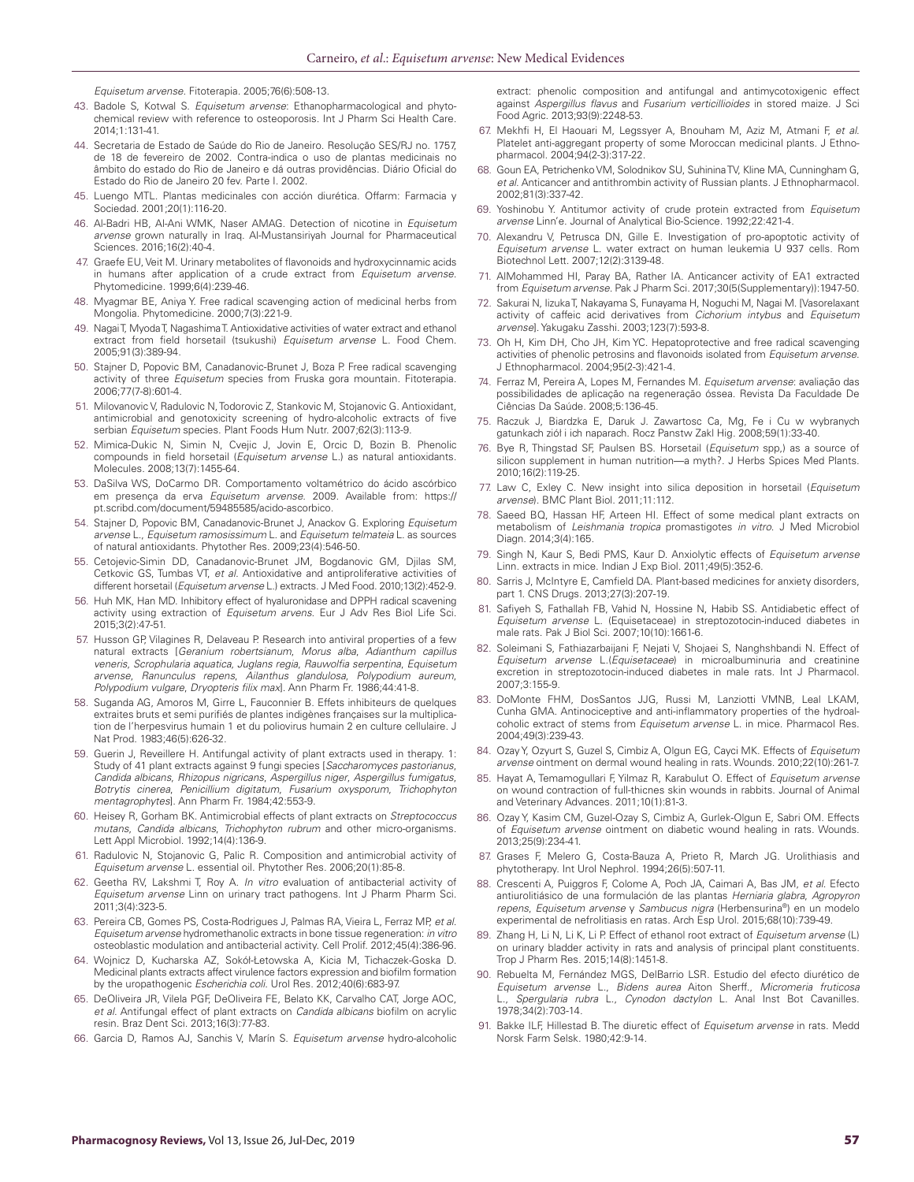*Equisetum arvense*. Fitoterapia. 2005;76(6):508-13.

43. Badole S, Kotwal S. *Equisetum arvense*: Ethanopharmacological and phytochemical review with reference to osteoporosis. Int J Pharm Sci Health Care. 2014;1:131-41.
44. Secretaria de Estado de Saúde do Rio de Janeiro. Resolução SES/RJ no. 1757, de 18 de fevereiro de 2002. Contra-indica o uso de plantas medicinais no âmbito do estado do Rio de Janeiro e dá outras providências. Diário Oficial do Estado do Rio de Janeiro 20 fev. Parte I. 2002.
45. Luengo MTL. Plantas medicinales con acción diurética. Offarm: Farmacia y Sociedad. 2001;20(1):116-20.
46. Al-Badri HB, Al-Ani WMK, Naser AMAG. Detection of nicotine in *Equisetum arvense* grown naturally in Iraq. Al-Mustansiriyah Journal for Pharmaceutical Sciences. 2016;16(2):40-4.
47. Graefe EU, Veit M. Urinary metabolites of flavonoids and hydroxycinnamic acids in humans after application of a crude extract from *Equisetum arvense*. Phytomedicine. 1999;6(4):239-46.
48. Myagmar BE, Aniya Y. Free radical scavenging action of medicinal herbs from Mongolia. Phytomedicine. 2000;7(3):221-9.
49. Nagai T, Myoda T, Nagashima T. Antioxidative activities of water extract and ethanol extract from field horsetail (tsukushi) *Equisetum arvense* L. Food Chem. 2005;91(3):389-94.
50. Stajner D, Popovic BM, Canadanovic-Brunet J, Boza P. Free radical scavenging activity of three *Equisetum* species from Fruska gora mountain. Fitoterapia. 2006;77(7-8):601-4.
51. Milovanovic V, Radulovic N, Todorovic Z, Stankovic M, Stojanovic G. Antioxidant, antimicrobial and genotoxicity screening of hydro-alcoholic extracts of five serbian *Equisetum* species. Plant Foods Hum Nutr. 2007;62(3):113-9.
52. Mimica-Dukic N, Simin N, Cvejic J, Jovin E, Orcic D, Bozin B. Phenolic compounds in field horsetail (*Equisetum arvense* L.) as natural antioxidants. Molecules. 2008;13(7):1455-64.
53. DaSilva WS, DoCarmo DR. Comportamento voltamétrico do ácido ascórbico em presença da erva *Equisetum arvense*. 2009. Available from: https://pt.scribd.com/document/59485585/acido-ascorbico.
54. Stajner D, Popovic BM, Canadanovic-Brunet J, Anackov G. Exploring *Equisetum arvense* L., *Equisetum ramosissimum* L. and *Equisetum telmateia* L. as sources of natural antioxidants. Phytother Res. 2009;23(4):546-50.
55. Cetojevic-Simin DD, Canadanovic-Brunet JM, Bogdanovic GM, Djilas SM, Cetkovic GS, Tumbas VT, *et al*. Antioxidative and antiproliferative activities of different horsetail (*Equisetum arvense* L.) extracts. J Med Food. 2010;13(2):452-9.
56. Huh MK, Han MD. Inhibitory effect of hyaluronidase and DPPH radical scavening activity using extraction of *Equisetum arvens*. Eur J Adv Res Biol Life Sci. 2015;3(2):47-51.
57. Husson GP, Vilagines R, Delaveau P. Research into antiviral properties of a few natural extracts [*Geranium robertsianum*, *Morus alba*, *Adianthum capillus veneris*, *Scrophularia aquatica*, *Juglans regia*, *Rauwolfia serpentina*, *Equisetum arvense*, *Ranunculus repens*, *Ailanthus glandulosa*, *Polypodium aureum*, *Polypodium vulgare*, *Dryopteris filix max*]. Ann Pharm Fr. 1986;44:41-8.
58. Suganda AG, Amoros M, Girre L, Fauconnier B. Effets inhibiteurs de quelques extraites bruts et semi purifiés de plantes indigènes françaises sur la multiplication de l'herpesvirus humain 1 et du poliovirus humain 2 en culture cellulaire. J Nat Prod. 1983;46(5):626-32.
59. Guerin J, Reveillere H. Antifungal activity of plant extracts used in therapy. 1: Study of 41 plant extracts against 9 fungi species [*Saccharomyces pastorianus*, *Candida albicans*, *Rhizopus nigricans*, *Aspergillus niger*, *Aspergillus fumigatus*, *Botrytis cinerea*, *Penicillium digitatum*, *Fusarium oxysporum*, *Trichophyton mentagrophytes*]. Ann Pharm Fr. 1984;42:553-9.
60. Heisey R, Gorham BK. Antimicrobial effects of plant extracts on *Streptococcus mutans*, *Candida albicans*, *Trichophyton rubrum* and other micro-organisms. Lett Appl Microbiol. 1992;14(4):136-9.
61. Radulovic N, Stojanovic G, Palic R. Composition and antimicrobial activity of *Equisetum arvense* L. essential oil. Phytother Res. 2006;20(1):85-8.
62. Geetha RV, Lakshmi T, Roy A. *In vitro* evaluation of antibacterial activity of *Equisetum arvense* Linn on urinary tract pathogens. Int J Pharm Pharm Sci. 2011;3(4):323-5.
63. Pereira CB, Gomes PS, Costa-Rodrigues J, Palmas RA, Vieira L, Ferraz MP, *et al*. *Equisetum arvense* hydromethanolic extracts in bone tissue regeneration: *in vitro* osteoblastic modulation and antibacterial activity. Cell Prolif. 2012;45(4):386-96.
64. Wojnicz D, Kucharska AZ, Sokół-Łetowska A, Kicia M, Tichaczek-Goska D. Medicinal plants extracts affect virulence factors expression and biofilm formation by the uropathogenic *Escherichia coli*. Urol Res. 2012;40(6):683-97.
65. DeOliveira JR, Vilela PGF, DeOliveira FE, Belato KK, Carvalho CAT, Jorge AOC, *et al*. Antifungal effect of plant extracts on *Candida albicans* biofilm on acrylic resin. Braz Dent Sci. 2013;16(3):77-83.
66. Garcia D, Ramos AJ, Sanchis V, Marín S. *Equisetum arvense* hydro-alcoholic extract: phenolic composition and antifungal and antimycotoxigenic effect against *Aspergillus flavus* and *Fusarium verticillioides* in stored maize. J Sci Food Agric. 2013;93(9):2248-53.
67. Mekhfi H, El Haouari M, Legssyer A, Bnouham M, Aziz M, Atmani F, *et al*. Platelet anti-aggregant property of some Moroccan medicinal plants. J Ethnopharmacol. 2004;94(2-3):317-22.
68. Goun EA, Petrichenko VM, Solodnikov SU, Suhinina TV, Kline MA, Cunningham G, *et al*. Anticancer and antithrombin activity of Russian plants. J Ethnopharmacol. 2002;81(3):337-42.
69. Yoshinobu Y. Antitumor activity of crude protein extracted from *Equisetum arvense* Linn'e. Journal of Analytical Bio-Science. 1992;22:421-4.
70. Alexandru V, Petrusca DN, Gille E. Investigation of pro-apoptotic activity of *Equisetum arvense* L. water extract on human leukemia U 937 cells. Rom Biotechnol Lett. 2007;12(2):3139-48.
71. AlMohammed HI, Paray BA, Rather IA. Anticancer activity of EA1 extracted from *Equisetum arvense*. Pak J Pharm Sci. 2017;30(5(Supplementary)):1947-50.
72. Sakurai N, Iizuka T, Nakayama S, Funayama H, Noguchi M, Nagai M. [Vasorelaxant activity of caffeic acid derivatives from *Cichorium intybus* and *Equisetum arvense*]. Yakugaku Zasshi. 2003;123(7):593-8.
73. Oh H, Kim DH, Cho JH, Kim YC. Hepatoprotective and free radical scavenging activities of phenolic petrosins and flavonoids isolated from *Equisetum arvense*. J Ethnopharmacol. 2004;95(2-3):421-4.
74. Ferraz M, Pereira A, Lopes M, Fernandes M. *Equisetum arvense*: avaliação das possibilidades de aplicação na regeneração óssea. Revista Da Faculdade De Ciências Da Saúde. 2008;5:136-45.
75. Raczuk J, Biardzka E, Daruk J. Zawartosc Ca, Mg, Fe i Cu w wybranych gatunkach ziól i ich naparach. Rocz Panstw Zakl Hig. 2008;59(1):33-40.
76. Bye R, Thingstad SF, Paulsen BS. Horsetail (*Equisetum* spp,) as a source of silicon supplement in human nutrition—a myth?. J Herbs Spices Med Plants. 2010;16(2):119-25.
77. Law C, Exley C. New insight into silica deposition in horsetail (*Equisetum arvense*). BMC Plant Biol. 2011;11:112.
78. Saeed BQ, Hassan HF, Arteen HI. Effect of some medical plant extracts on metabolism of *Leishmania tropica* promastigotes *in vitro*. J Med Microbiol Diagn. 2014;3(4):165.
79. Singh N, Kaur S, Bedi PMS, Kaur D. Anxiolytic effects of *Equisetum arvense* Linn. extracts in mice. Indian J Exp Biol. 2011;49(5):352-6.
80. Sarris J, McIntyre E, Camfield DA. Plant-based medicines for anxiety disorders, part 1. CNS Drugs. 2013;27(3):207-19.
81. Safiyeh S, Fathallah FB, Vahid N, Hossine N, Habib SS. Antidiabetic effect of *Equisetum arvense* L. (Equisetaceae) in streptozotocin-induced diabetes in male rats. Pak J Biol Sci. 2007;10(10):1661-6.
82. Soleimani S, Fathiazarbaijani F, Nejati V, Shojaei S, Nanghshbandi N. Effect of *Equisetum arvense* L.(*Equisetaceae*) in microalbuminuria and creatinine excretion in streptozotocin-induced diabetes in male rats. Int J Pharmacol. 2007;3:155-9.
83. DoMonte FHM, DosSantos JJG, Russi M, Lanziotti VMNB, Leal LKAM, Cunha GMA. Antinociceptive and anti-inflammatory properties of the hydroalcoholic extract of stems from *Equisetum arvense* L. in mice. Pharmacol Res. 2004;49(3):239-43.
84. Ozay Y, Ozyurt S, Guzel S, Cimbiz A, Olgun EG, Cayci MK. Effects of *Equisetum arvense* ointment on dermal wound healing in rats. Wounds. 2010;22(10):261-7.
85. Hayat A, Temamogullari F, Yilmaz R, Karabulut O. Effect of *Equisetum arvense* on wound contraction of full-thicnes skin wounds in rabbits. Journal of Animal and Veterinary Advances. 2011;10(1):81-3.
86. Ozay Y, Kasim CM, Guzel-Ozay S, Cimbiz A, Gurlek-Olgun E, Sabri OM. Effects of *Equisetum arvense* ointment on diabetic wound healing in rats. Wounds. 2013;25(9):234-41.
87. Grases F, Melero G, Costa-Bauza A, Prieto R, March JG. Urolithiasis and phytotherapy. Int Urol Nephrol. 1994;26(5):507-11.
88. Crescenti A, Puiggros F, Colome A, Poch JA, Caimari A, Bas JM, *et al*. Efecto antiurolitiásico de una formulación de las plantas *Herniaria glabra*, *Agropyron repens*, *Equisetum arvense* y *Sambucus nigra* (Herbensurina®) en un modelo experimental de nefrolitiasis en ratas. Arch Esp Urol. 2015;68(10):739-49.
89. Zhang H, Li N, Li K, Li P. Effect of ethanol root extract of *Equisetum arvense* (L) on urinary bladder activity in rats and analysis of principal plant constituents. Trop J Pharm Res. 2015;14(8):1451-8.
90. Rebuelta M, Fernández MGS, DelBarrio LSR. Estudio del efecto diurético de *Equisetum arvense* L., *Bidens aurea* Aiton Sherff., *Micromeria fruticosa* L., *Spergularia rubra* L., *Cynodon dactylon* L. Anal Inst Bot Cavanilles. 1978;34(2):703-14.
91. Bakke ILF, Hillestad B. The diuretic effect of *Equisetum arvense* in rats. Medd Norsk Farm Selsk. 1980;42:9-14.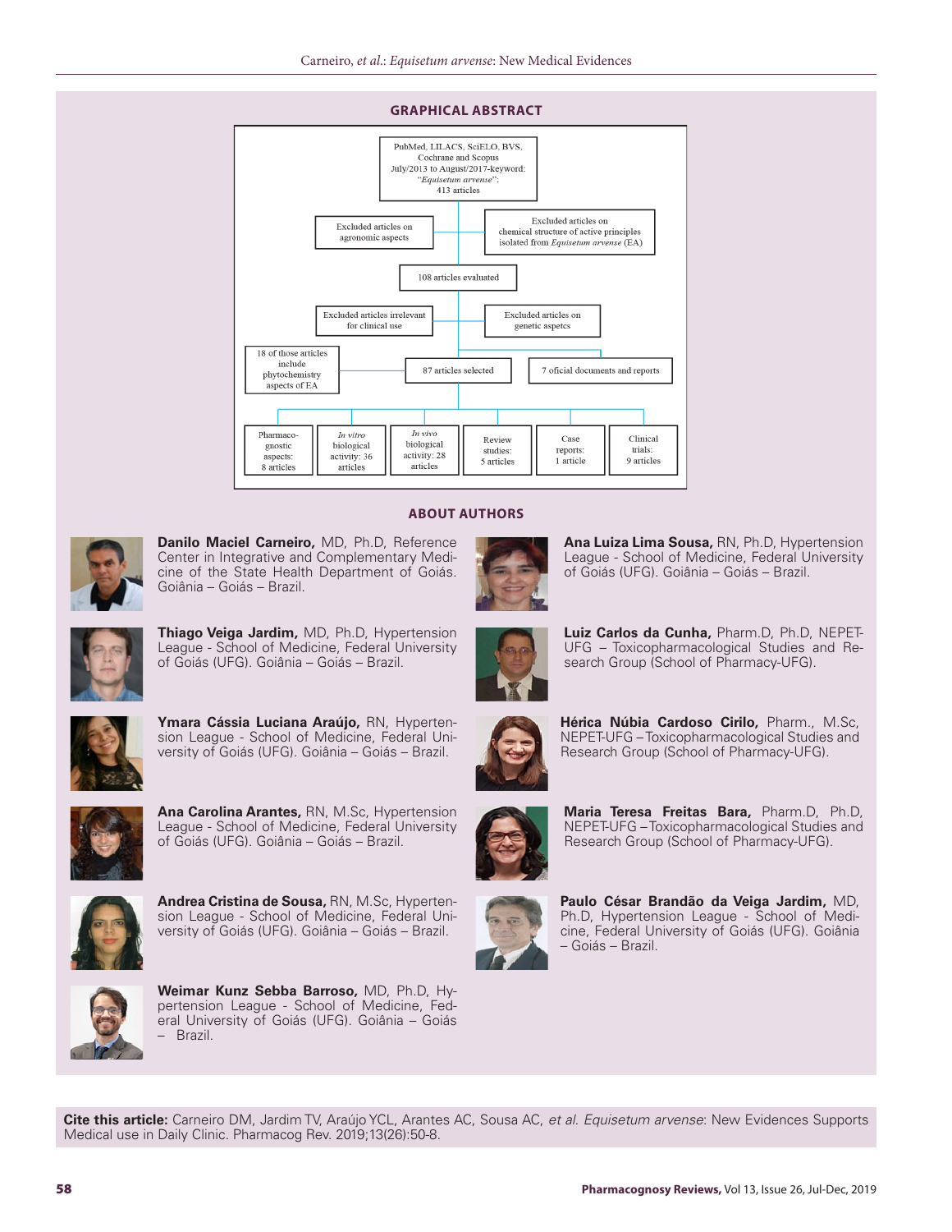## GRAPHICAL ABSTRACT

PubMed, LILACS, SciELO, BVS, Cochrane and Scopus July/2013 to August/2017-keyword: "*Equisetum arvense*": 413 articles

Excluded articles on agronomic aspects

Excluded articles on chemical structure of active principles isolated from *Equisetum arvense* (EA)

108 articles evaluated

Excluded articles irrelevant for clinical use

Excluded articles on genetic aspects

18 of those articles include phytochemistry aspects of EA

87 articles selected

7 oficial documents and reports

Pharmacognostic aspects: 8 articles

*In vitro* biological activity: 36 articles

*In vivo* biological activity: 28 articles

Review studies: 5 articles

Case reports: 1 article

Clinical trials: 9 articles

## ABOUT AUTHORS

**Danilo Maciel Carneiro,** MD, Ph.D, Reference Center in Integrative and Complementary Medicine of the State Health Department of Goiás. Goiânia – Goiás – Brazil.

**Thiago Veiga Jardim,** MD, Ph.D, Hypertension League - School of Medicine, Federal University of Goiás (UFG). Goiânia – Goiás – Brazil.

**Ymara Cássia Luciana Araújo,** RN, Hypertension League - School of Medicine, Federal University of Goiás (UFG). Goiânia – Goiás – Brazil.

**Ana Carolina Arantes,** RN, M.Sc, Hypertension League - School of Medicine, Federal University of Goiás (UFG). Goiânia – Goiás – Brazil.

**Andrea Cristina de Sousa,** RN, M.Sc, Hypertension League - School of Medicine, Federal University of Goiás (UFG). Goiânia – Goiás – Brazil.

**Weimar Kunz Sebba Barroso,** MD, Ph.D, Hypertension League - School of Medicine, Federal University of Goiás (UFG). Goiânia – Goiás – Brazil.

**Ana Luiza Lima Sousa,** RN, Ph.D, Hypertension League - School of Medicine, Federal University of Goiás (UFG). Goiânia – Goiás – Brazil.

**Luiz Carlos da Cunha,** Pharm.D, Ph.D, NEPET-UFG – Toxicopharmacological Studies and Research Group (School of Pharmacy-UFG).

**Hérica Núbia Cardoso Cirilo,** Pharm., M.Sc, NEPET-UFG – Toxicopharmacological Studies and Research Group (School of Pharmacy-UFG).

**Maria Teresa Freitas Bara,** Pharm.D, Ph.D, NEPET-UFG – Toxicopharmacological Studies and Research Group (School of Pharmacy-UFG).

**Paulo César Brandão da Veiga Jardim,** MD, Ph.D, Hypertension League - School of Medicine, Federal University of Goiás (UFG). Goiânia – Goiás – Brazil.

**Cite this article:** Carneiro DM, Jardim TV, Araújo YCL, Arantes AC, Sousa AC, *et al*. *Equisetum arvense*: New Evidences Supports Medical use in Daily Clinic. Pharmacog Rev. 2019;13(26):50-8.